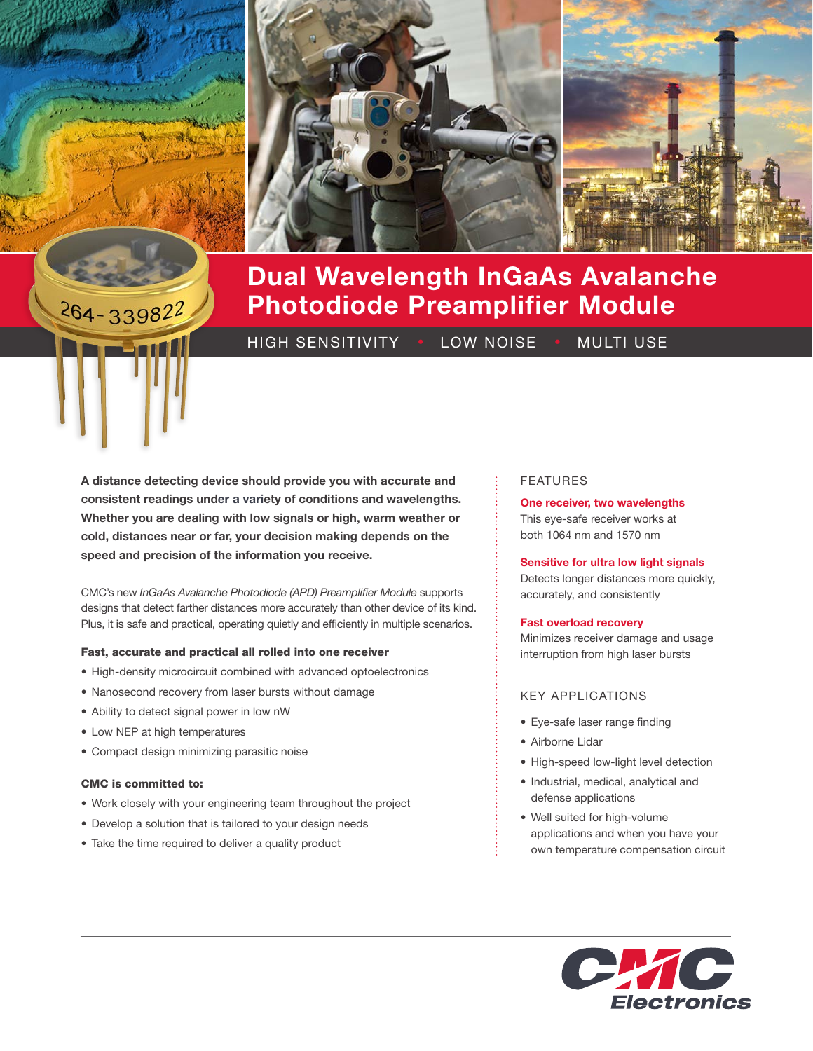# Dual Wavelength InGaAs Avalanche Photodiode Preamplifier Module

HIGH SENSITIVITY • LOW NOISE • MULTI USE

**A distance detecting device should provide you with accurate and consistent readings under a variety of conditions and wavelengths. Whether you are dealing with low signals or high, warm weather or cold, distances near or far, your decision making depends on the speed and precision of the information you receive.**

CMC's new *InGaAs Avalanche Photodiode (APD) Preamplifier Module* supports designs that detect farther distances more accurately than other device of its kind. Plus, it is safe and practical, operating quietly and efficiently in multiple scenarios.

**Fast, accurate and practical all rolled into one receiver**

- High-density microcircuit combined with advanced optoelectronics
- Nanosecond recovery from laser bursts without damage
- Ability to detect signal power in low nW
- Low NEP at high temperatures
- Compact design minimizing parasitic noise

**CMC is committed to:**

- Work closely with your engineering team throughout the project
- Develop a solution that is tailored to your design needs
- Take the time required to deliver a quality product

## FEATURES

**One receiver, two wavelengths**
This eye-safe receiver works at both 1064 nm and 1570 nm

**Sensitive for ultra low light signals**
Detects longer distances more quickly, accurately, and consistently

**Fast overload recovery**
Minimizes receiver damage and usage interruption from high laser bursts

## KEY APPLICATIONS

- Eye-safe laser range finding
- Airborne Lidar
- High-speed low-light level detection
- Industrial, medical, analytical and defense applications
- Well suited for high-volume applications and when you have your own temperature compensation circuit

CMC Electronics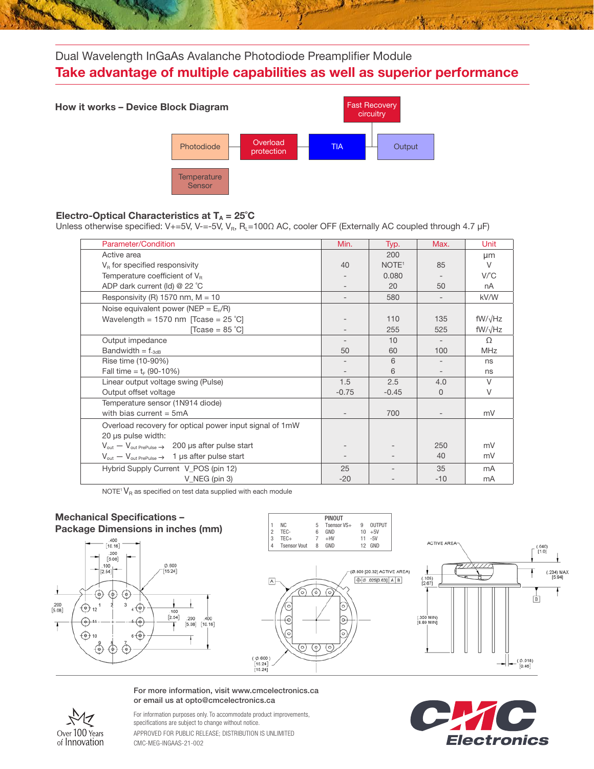Dual Wavelength InGaAs Avalanche Photodiode Preamplifier Module

## Take advantage of multiple capabilities as well as superior performance

### How it works – Device Block Diagram

Photodiode
Overload protection
TIA
Output
Fast Recovery circuitry
Temperature Sensor

### Electro-Optical Characteristics at $T_A$ = 25˚C

Unless otherwise specified: V+=5V, V-=-5V, $V_R$, $R_L$=100Ω AC, cooler OFF (Externally AC coupled through 4.7 µF)

| Parameter/Condition | Min. | Typ. | Max. | Unit |
|---|---|---|---|---|
| Active area | | 200 | | µm |
| $V_R$ for specified responsivity | 40 | NOTE[1] | 85 | V |
| Temperature coefficient of $V_R$ | - | 0.080 | - | V/˚C |
| ADP dark current (Id) @ 22 ˚C | - | 20 | 50 | nA |
| Responsivity (R) 1570 nm, M = 10 | - | 580 | - | kV/W |
| Noise equivalent power (NEP = $E_n$/R) | | | | |
| Wavelength = 1570 nm [Tcase = 25 ˚C] | - | 110 | 135 | fW/√Hz |
| [Tcase = 85 ˚C] | - | 255 | 525 | fW/√Hz |
| Output impedance | - | 10 | - | Ω |
| Bandwidth = $f_{-3dB}$ | 50 | 60 | 100 | MHz |
| Rise time (10-90%) | - | 6 | - | ns |
| Fall time = $t_F$ (90-10%) | - | 6 | - | ns |
| Linear output voltage swing (Pulse) | 1.5 | 2.5 | 4.0 | V |
| Output offset voltage | -0.75 | -0.45 | 0 | V |
| Temperature sensor (1N914 diode) with bias current = 5mA | - | 700 | - | mV |
| Overload recovery for optical power input signal of 1mW 20 µs pulse width: | | | | |
| $V_{out}$ — $V_{out\ PrePulse}$ → 200 µs after pulse start | - | - | 250 | mV |
| $V_{out}$ — $V_{out\ PrePulse}$ → 1 µs after pulse start | - | - | 40 | mV |
| Hybrid Supply Current V_POS (pin 12) | 25 | - | 35 | mA |
| V_NEG (pin 3) | -20 | - | -10 | mA |

NOTE[1] $V_R$ as specified on test data supplied with each module

### Mechanical Specifications – Package Dimensions in inches (mm)

| PINOUT | | | | | |
|---|---|---|---|---|---|
| 1 | NC | 5 | Tsensor VS+ | 9 | OUTPUT |
| 2 | TEC- | 6 | GND | 10 | +5V |
| 3 | TEC+ | 7 | +HV | 11 | -5V |
| 4 | Tsensor Vout | 8 | GND | 12 | GND |

.400 [10.16]
.200 [5.08]
.100 [2.54]
Ø.600 [15.24]
.200 [5.08]
.100 [2.54]
.200 [5.08]
.400 [10.16]
(Ø.800 [20.32] ACTIVE AREA)
.025[0.63] A B
( Ø.600 ) [15.24] [15.24]
ACTIVE AREA
(.040) [1.0]
(.105) [2.67]
(.234) MAX [5.94]
(.350 MIN) [8.89 MIN]
( Ø.018) [0.46]

For more information, visit www.cmcelectronics.ca
or email us at opto@cmcelectronics.ca

For information purposes only. To accommodate product improvements, specifications are subject to change without notice.

APPROVED FOR PUBLIC RELEASE; DISTRIBUTION IS UNLIMITED

CMC-MEG-INGAAS-21-002

Over 100 Years of Innovation

CMC Electronics